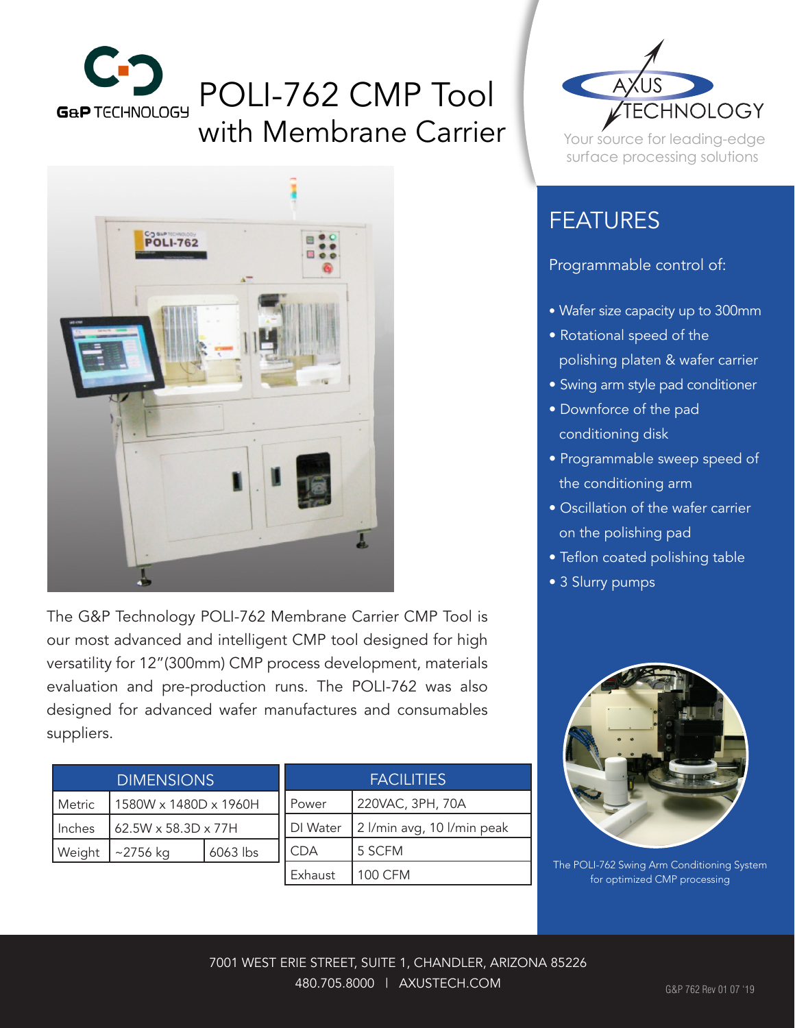G&P TECHNOLOGY

# POLI-762 CMP Tool with Membrane Carrier

AXUS TECHNOLOGY

Your source for leading-edge surface processing solutions

The G&P Technology POLI-762 Membrane Carrier CMP Tool is our most advanced and intelligent CMP tool designed for high versatility for 12"(300mm) CMP process development, materials evaluation and pre-production runs. The POLI-762 was also designed for advanced wafer manufactures and consumables suppliers.

| DIMENSIONS | | |
|---|---|---|
| Metric | 1580W x 1480D x 1960H | |
| Inches | 62.5W x 58.3D x 77H | |
| Weight | ~2756 kg | 6063 lbs |

| FACILITIES | |
|---|---|
| Power | 220VAC, 3PH, 70A |
| DI Water | 2 l/min avg, 10 l/min peak |
| CDA | 5 SCFM |
| Exhaust | 100 CFM |

## FEATURES

Programmable control of:

- Wafer size capacity up to 300mm
- Rotational speed of the polishing platen & wafer carrier
- Swing arm style pad conditioner
- Downforce of the pad conditioning disk
- Programmable sweep speed of the conditioning arm
- Oscillation of the wafer carrier on the polishing pad
- Teflon coated polishing table
- 3 Slurry pumps

The POLI-762 Swing Arm Conditioning System for optimized CMP processing

7001 WEST ERIE STREET, SUITE 1, CHANDLER, ARIZONA 85226

480.705.8000 | AXUSTECH.COM

G&P 762 Rev 01 07 '19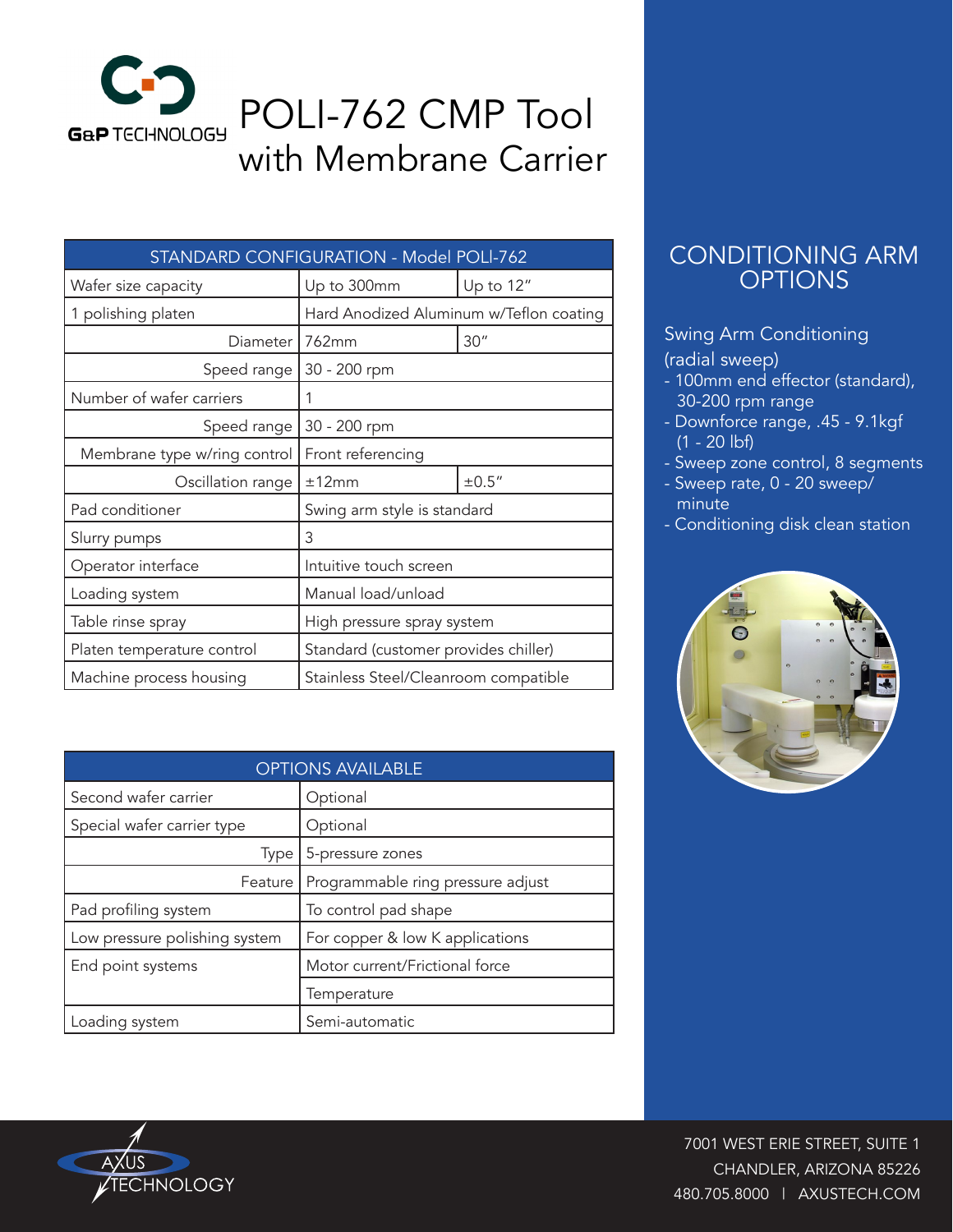# POLI-762 CMP Tool with Membrane Carrier

G&P TECHNOLOGY

| STANDARD CONFIGURATION - Model POLI-762 | | |
| --- | --- | --- |
| Wafer size capacity | Up to 300mm | Up to 12" |
| 1 polishing platen | Hard Anodized Aluminum w/Teflon coating | |
| Diameter | 762mm | 30" |
| Speed range | 30 - 200 rpm | |
| Number of wafer carriers | 1 | |
| Speed range | 30 - 200 rpm | |
| Membrane type w/ring control | Front referencing | |
| Oscillation range | ±12mm | ±0.5" |
| Pad conditioner | Swing arm style is standard | |
| Slurry pumps | 3 | |
| Operator interface | Intuitive touch screen | |
| Loading system | Manual load/unload | |
| Table rinse spray | High pressure spray system | |
| Platen temperature control | Standard (customer provides chiller) | |
| Machine process housing | Stainless Steel/Cleanroom compatible | |

| OPTIONS AVAILABLE | |
| --- | --- |
| Second wafer carrier | Optional |
| Special wafer carrier type | Optional |
| Type | 5-pressure zones |
| Feature | Programmable ring pressure adjust |
| Pad profiling system | To control pad shape |
| Low pressure polishing system | For copper & low K applications |
| End point systems | Motor current/Frictional force |
| | Temperature |
| Loading system | Semi-automatic |

## CONDITIONING ARM OPTIONS

Swing Arm Conditioning (radial sweep)

- 100mm end effector (standard), 30-200 rpm range
- Downforce range, .45 - 9.1kgf (1 - 20 lbf)
- Sweep zone control, 8 segments
- Sweep rate, 0 - 20 sweep/minute
- Conditioning disk clean station

AXUS TECHNOLOGY

7001 WEST ERIE STREET, SUITE 1
CHANDLER, ARIZONA 85226
480.705.8000 | AXUSTECH.COM